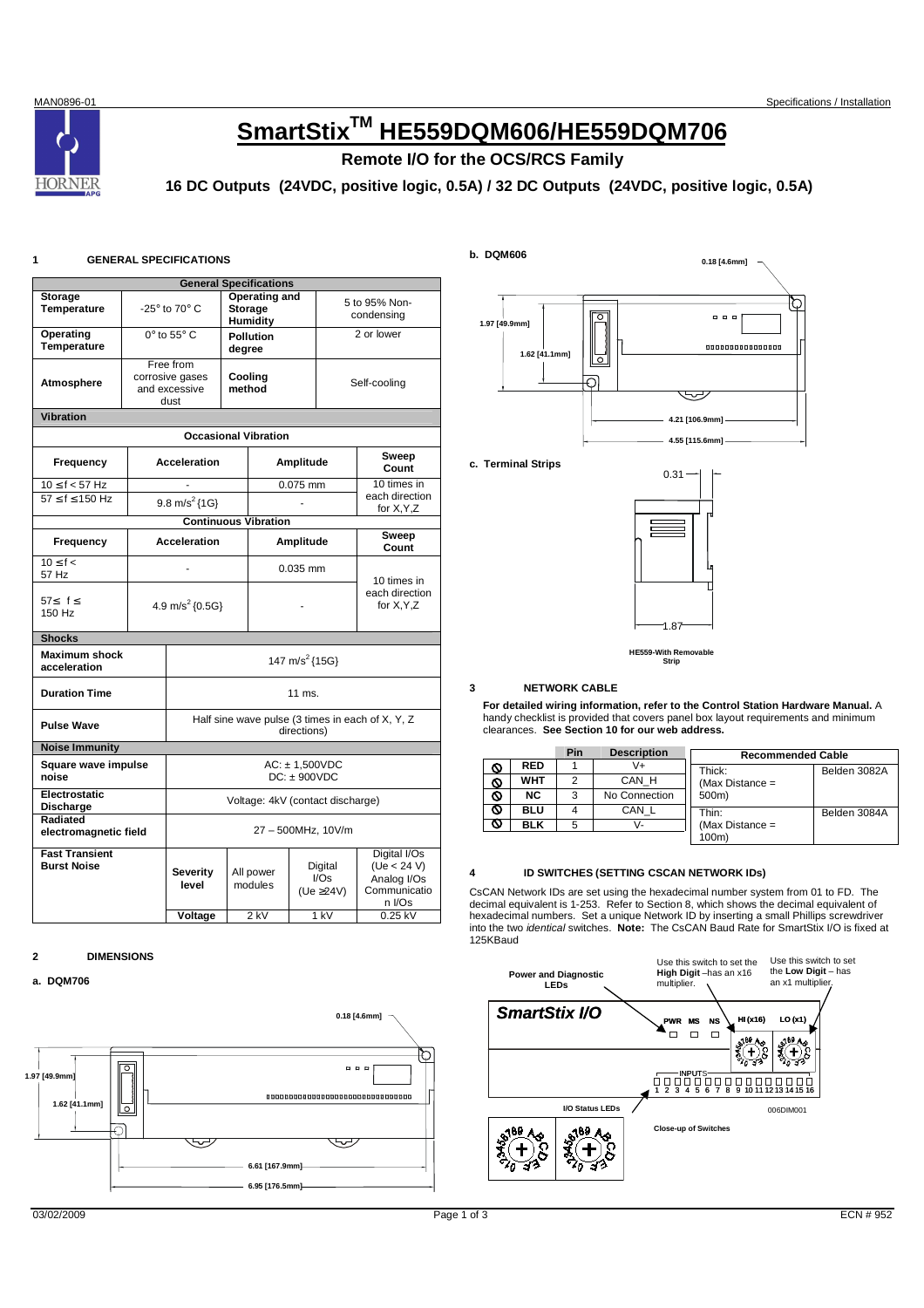# SmartStix™ HE559DQM606/HE559DQM706

## Remote I/O for the OCS/RCS Family

**16 DC Outputs (24VDC, positive logic, 0.5A) / 32 DC Outputs (24VDC, positive logic, 0.5A)**

## 1 GENERAL SPECIFICATIONS

| General Specifications | | | |
|---|---|---|---|
| **Storage Temperature** | -25° to 70° C | **Operating and Storage Humidity** | 5 to 95% Non-condensing |
| **Operating Temperature** | 0° to 55° C | **Pollution degree** | 2 or lower |
| **Atmosphere** | Free from corrosive gases and excessive dust | **Cooling method** | Self-cooling |

**Vibration**

| Occasional Vibration | | | |
|---|---|---|---|
| **Frequency** | **Acceleration** | **Amplitude** | **Sweep Count** |
| 10 ≤ f < 57 Hz | - | 0.075 mm | 10 times in each direction for X,Y,Z |
| 57 ≤ f ≤ 150 Hz | 9.8 $m/s^2$ {1G} | - | |

| Continuous Vibration | | | |
|---|---|---|---|
| **Frequency** | **Acceleration** | **Amplitude** | **Sweep Count** |
| 10 ≤ f < 57 Hz | - | 0.035 mm | 10 times in each direction for X,Y,Z |
| 57≤ f ≤ 150 Hz | 4.9 $m/s^2$ {0.5G} | - | |

| Shocks | |
|---|---|
| **Maximum shock acceleration** | 147 $m/s^2$ {15G} |
| **Duration Time** | 11 ms. |
| **Pulse Wave** | Half sine wave pulse (3 times in each of X, Y, Z directions) |

| Noise Immunity | | | | |
|---|---|---|---|---|
| **Square wave impulse noise** | AC: ± 1,500VDC<br>DC: ± 900VDC | | | |
| **Electrostatic Discharge** | Voltage: 4kV (contact discharge) | | | |
| **Radiated electromagnetic field** | 27 – 500MHz, 10V/m | | | |
| **Fast Transient Burst Noise** | **Severity level** | All power modules | Digital I/Os (Ue ≥24V) | Digital I/Os (Ue < 24 V) Analog I/Os Communication I/Os |
| | **Voltage** | 2 kV | 1 kV | 0.25 kV |

## 2 DIMENSIONS

**a. DQM706**

0.18 [4.6mm]; 1.97 [49.9mm]; 1.62 [41.1mm]; 6.61 [167.9mm]; 6.95 [176.5mm]

**b. DQM606**

0.18 [4.6mm]; 1.97 [49.9mm]; 1.62 [41.1mm]; 4.21 [106.9mm]; 4.55 [115.6mm]

**c. Terminal Strips**

0.31; 1.87

HE559-With Removable Strip

## 3 NETWORK CABLE

**For detailed wiring information, refer to the Control Station Hardware Manual.** A handy checklist is provided that covers panel box layout requirements and minimum clearances. **See Section 10 for our web address.**

| | | Pin | Description |
|---|---|---|---|
| ⊘ | **RED** | 1 | V+ |
| ⊘ | **WHT** | 2 | CAN_H |
| ⊘ | **NC** | 3 | No Connection |
| ⊘ | **BLU** | 4 | CAN_L |
| ⊘ | **BLK** | 5 | V- |

| Recommended Cable | |
|---|---|
| Thick: (Max Distance = 500m) | Belden 3082A |
| Thin: (Max Distance = 100m) | Belden 3084A |

## 4 ID SWITCHES (SETTING CSCAN NETWORK IDs)

CsCAN Network IDs are set using the hexadecimal number system from 01 to FD. The decimal equivalent is 1-253. Refer to Section 8, which shows the decimal equivalent of hexadecimal numbers. Set a unique Network ID by inserting a small Phillips screwdriver into the two *identical* switches. **Note:** The CsCAN Baud Rate for SmartStix I/O is fixed at 125KBaud

Power and Diagnostic LEDs — Use this switch to set the **High Digit** –has an x16 multiplier. — Use this switch to set the **Low Digit** – has an x1 multiplier.

*SmartStix I/O* — PWR MS NS — HI (x16) LO (x1) — INPUTS 1 2 3 4 5 6 7 8 9 10 11 12 13 14 15 16

I/O Status LEDs — 006DIM001

Close-up of Switches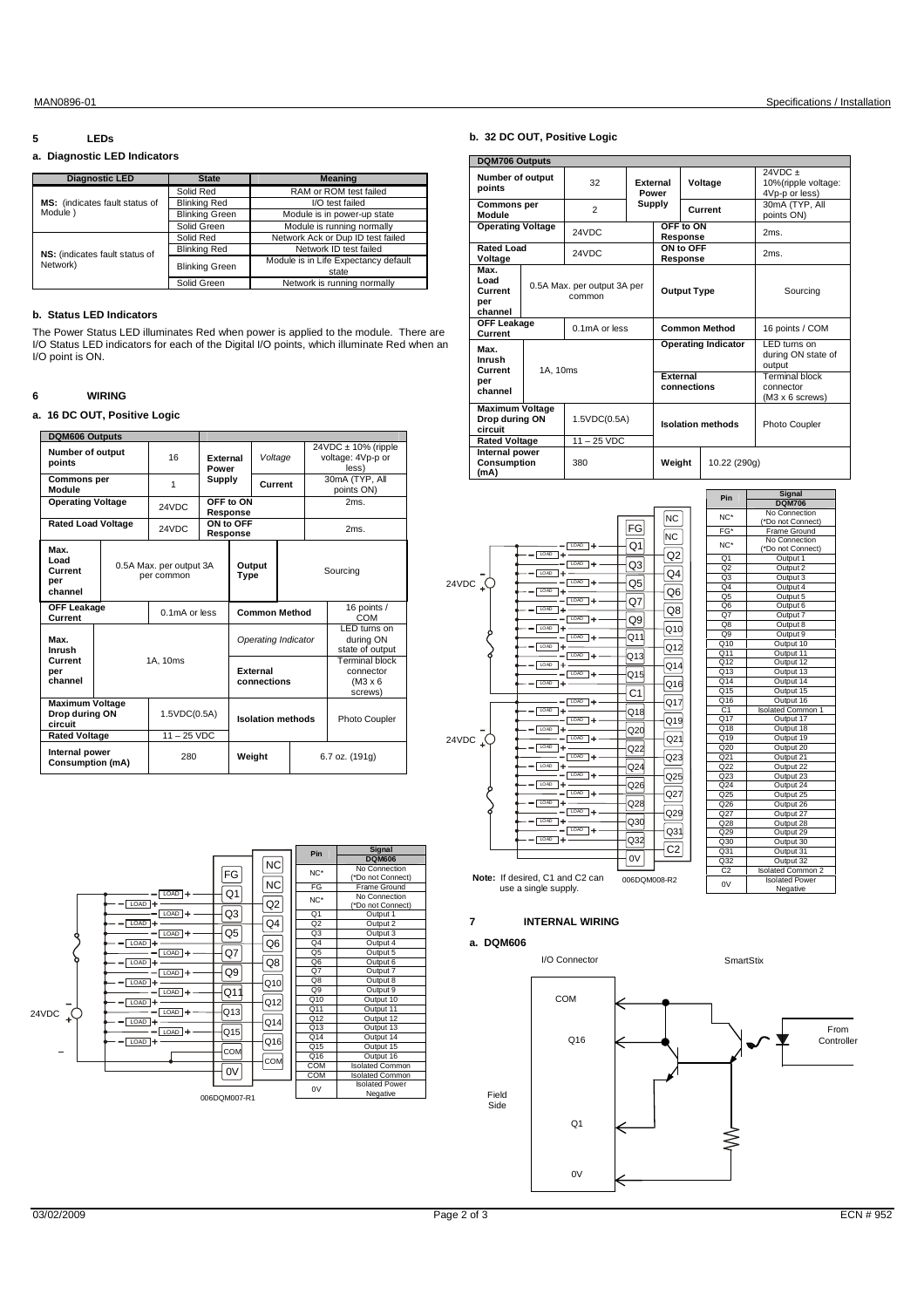## 5 LEDs

### a. Diagnostic LED Indicators

| Diagnostic LED | State | Meaning |
|---|---|---|
| **MS:** (indicates fault status of Module ) | Solid Red | RAM or ROM test failed |
| | Blinking Red | I/O test failed |
| | Blinking Green | Module is in power-up state |
| | Solid Green | Module is running normally |
| **NS:** (indicates fault status of Network) | Solid Red | Network Ack or Dup ID test failed |
| | Blinking Red | Network ID test failed |
| | Blinking Green | Module is in Life Expectancy default state |
| | Solid Green | Network is running normally |

### b. Status LED Indicators

The Power Status LED illuminates Red when power is applied to the module. There are I/O Status LED indicators for each of the Digital I/O points, which illuminate Red when an I/O point is ON.

## 6 WIRING

### a. 16 DC OUT, Positive Logic

| DQM606 Outputs | | | |
|---|---|---|---|
| **Number of output points** | 16 | **External Power Supply** *Voltage* | 24VDC ± 10% (ripple voltage: 4Vp-p or less) |
| **Commons per Module** | 1 | **Current** | 30mA (TYP, All points ON) |
| **Operating Voltage** | 24VDC | **OFF to ON Response** | 2ms. |
| **Rated Load Voltage** | 24VDC | **ON to OFF Response** | 2ms. |
| **Max. Load Current per channel** | 0.5A Max. per output 3A per common | **Output Type** | Sourcing |
| **OFF Leakage Current** | 0.1mA or less | **Common Method** | 16 points / COM |
| **Max. Inrush Current per channel** | 1A, 10ms | *Operating Indicator* | LED turns on during ON state of output |
| | | **External connections** | Terminal block connector (M3 x 6 screws) |
| **Maximum Voltage Drop during ON circuit** | 1.5VDC(0.5A) | **Isolation methods** | Photo Coupler |
| **Rated Voltage** | 11 – 25 VDC | | |
| **Internal power Consumption (mA)** | 280 | **Weight** | 6.7 oz. (191g) |

| Pin | Signal DQM606 |
|---|---|
| NC* | No Connection (*Do not Connect) |
| FG | Frame Ground |
| NC* | No Connection (*Do not Connect) |
| Q1 | Output 1 |
| Q2 | Output 2 |
| Q3 | Output 3 |
| Q4 | Output 4 |
| Q5 | Output 5 |
| Q6 | Output 6 |
| Q7 | Output 7 |
| Q8 | Output 8 |
| Q9 | Output 9 |
| Q10 | Output 10 |
| Q11 | Output 11 |
| Q12 | Output 12 |
| Q13 | Output 13 |
| Q14 | Output 14 |
| Q15 | Output 15 |
| Q16 | Output 16 |
| COM | Isolated Common |
| COM | Isolated Common |
| 0V | Isolated Power Negative |

006DQM007-R1

### b. 32 DC OUT, Positive Logic

| DQM706 Outputs | | | |
|---|---|---|---|
| **Number of output points** | 32 | **External Power Supply** Voltage | 24VDC ± 10%(ripple voltage: 4Vp-p or less) |
| **Commons per Module** | 2 | **Current** | 30mA (TYP, All points ON) |
| **Operating Voltage** | 24VDC | **OFF to ON Response** | 2ms. |
| **Rated Load Voltage** | 24VDC | **ON to OFF Response** | 2ms. |
| **Max. Load Current per channel** | 0.5A Max. per output 3A per common | **Output Type** | Sourcing |
| **OFF Leakage Current** | 0.1mA or less | **Common Method** | 16 points / COM |
| **Max. Inrush Current per channel** | 1A, 10ms | **Operating Indicator** | LED turns on during ON state of output |
| | | **External connections** | Terminal block connector (M3 x 6 screws) |
| **Maximum Voltage Drop during ON circuit** | 1.5VDC(0.5A) | **Isolation methods** | Photo Coupler |
| **Rated Voltage** | 11 – 25 VDC | | |
| **Internal power Consumption (mA)** | 380 | **Weight** | 10.22 (290g) |

| Pin | Signal DQM706 |
|---|---|
| NC* | No Connection (*Do not Connect) |
| FG* | Frame Ground |
| NC* | No Connection (*Do not Connect) |
| Q1 | Output 1 |
| Q2 | Output 2 |
| Q3 | Output 3 |
| Q4 | Output 4 |
| Q5 | Output 5 |
| Q6 | Output 6 |
| Q7 | Output 7 |
| Q8 | Output 8 |
| Q9 | Output 9 |
| Q10 | Output 10 |
| Q11 | Output 11 |
| Q12 | Output 12 |
| Q13 | Output 13 |
| Q14 | Output 14 |
| Q15 | Output 15 |
| Q16 | Output 16 |
| C1 | Isolated Common 1 |
| Q17 | Output 17 |
| Q18 | Output 18 |
| Q19 | Output 19 |
| Q20 | Output 20 |
| Q21 | Output 21 |
| Q22 | Output 22 |
| Q23 | Output 23 |
| Q24 | Output 24 |
| Q25 | Output 25 |
| Q26 | Output 26 |
| Q27 | Output 27 |
| Q28 | Output 28 |
| Q29 | Output 29 |
| Q30 | Output 30 |
| Q31 | Output 31 |
| Q32 | Output 32 |
| C2 | Isolated Common 2 |
| 0V | Isolated Power Negative |

**Note:** If desired, C1 and C2 can use a single supply.

006DQM008-R2

## 7 INTERNAL WIRING

### a. DQM606

I/O Connector — SmartStix

COM, Q16, Q1, 0V — Field Side — From Controller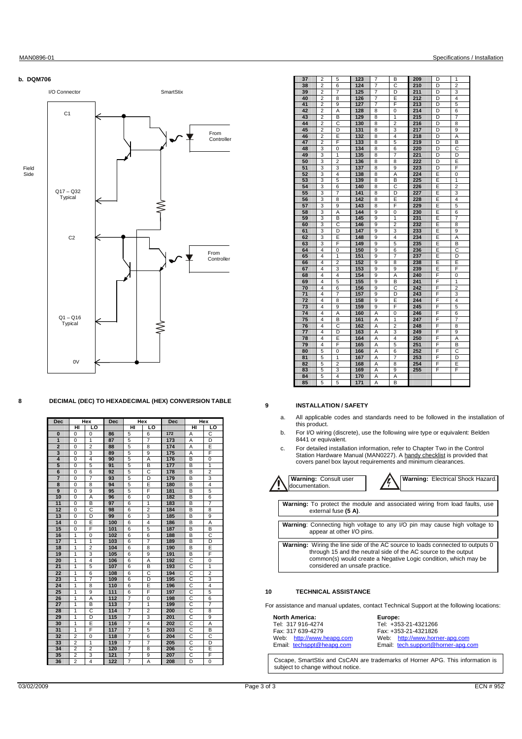**b. DQM706**

I/O Connector

SmartStix

C1

From Controller

Field Side

Q17 – Q32 Typical

C2

From Controller

Q1 – Q16 Typical

0V

## 8 DECIMAL (DEC) TO HEXADECIMAL (HEX) CONVERSION TABLE

| Dec | Hex HI | Hex LO | Dec | Hex HI | Hex LO | Dec | Hex HI | Hex LO |
|---|---|---|---|---|---|---|---|---|
| 0 | 0 | 0 | 86 | 5 | 6 | 172 | A | C |
| 1 | 0 | 1 | 87 | 5 | 7 | 173 | A | D |
| 2 | 0 | 2 | 88 | 5 | 8 | 174 | A | E |
| 3 | 0 | 3 | 89 | 5 | 9 | 175 | A | F |
| 4 | 0 | 4 | 90 | 5 | A | 176 | B | 0 |
| 5 | 0 | 5 | 91 | 5 | B | 177 | B | 1 |
| 6 | 0 | 6 | 92 | 5 | C | 178 | B | 2 |
| 7 | 0 | 7 | 93 | 5 | D | 179 | B | 3 |
| 8 | 0 | 8 | 94 | 5 | E | 180 | B | 4 |
| 9 | 0 | 9 | 95 | 5 | F | 181 | B | 5 |
| 10 | 0 | A | 96 | 6 | 0 | 182 | B | 6 |
| 11 | 0 | B | 97 | 6 | 1 | 183 | B | 7 |
| 12 | 0 | C | 98 | 6 | 2 | 184 | B | 8 |
| 13 | 0 | D | 99 | 6 | 3 | 185 | B | 9 |
| 14 | 0 | E | 100 | 6 | 4 | 186 | B | A |
| 15 | 0 | F | 101 | 6 | 5 | 187 | B | B |
| 16 | 1 | 0 | 102 | 6 | 6 | 188 | B | C |
| 17 | 1 | 1 | 103 | 6 | 7 | 189 | B | D |
| 18 | 1 | 2 | 104 | 6 | 8 | 190 | B | E |
| 19 | 1 | 3 | 105 | 6 | 9 | 191 | B | F |
| 20 | 1 | 4 | 106 | 6 | A | 192 | C | 0 |
| 21 | 1 | 5 | 107 | 6 | B | 193 | C | 1 |
| 22 | 1 | 6 | 108 | 6 | C | 194 | C | 2 |
| 23 | 1 | 7 | 109 | 6 | D | 195 | C | 3 |
| 24 | 1 | 8 | 110 | 6 | E | 196 | C | 4 |
| 25 | 1 | 9 | 111 | 6 | F | 197 | C | 5 |
| 26 | 1 | A | 112 | 7 | 0 | 198 | C | 6 |
| 27 | 1 | B | 113 | 7 | 1 | 199 | C | 7 |
| 28 | 1 | C | 114 | 7 | 2 | 200 | C | 8 |
| 29 | 1 | D | 115 | 7 | 3 | 201 | C | 9 |
| 30 | 1 | E | 116 | 7 | 4 | 202 | C | A |
| 31 | 1 | F | 117 | 7 | 5 | 203 | C | B |
| 32 | 2 | 0 | 118 | 7 | 6 | 204 | C | C |
| 33 | 2 | 1 | 119 | 7 | 7 | 205 | C | D |
| 34 | 2 | 2 | 120 | 7 | 8 | 206 | C | E |
| 35 | 2 | 3 | 121 | 7 | 9 | 207 | C | F |
| 36 | 2 | 4 | 122 | 7 | A | 208 | D | 0 |
| 37 | 2 | 5 | 123 | 7 | B | 209 | D | 1 |
| 38 | 2 | 6 | 124 | 7 | C | 210 | D | 2 |
| 39 | 2 | 7 | 125 | 7 | D | 211 | D | 3 |
| 40 | 2 | 8 | 126 | 7 | E | 212 | D | 4 |
| 41 | 2 | 9 | 127 | 7 | F | 213 | D | 5 |
| 42 | 2 | A | 128 | 8 | 0 | 214 | D | 6 |
| 43 | 2 | B | 129 | 8 | 1 | 215 | D | 7 |
| 44 | 2 | C | 130 | 8 | 2 | 216 | D | 8 |
| 45 | 2 | D | 131 | 8 | 3 | 217 | D | 9 |
| 46 | 2 | E | 132 | 8 | 4 | 218 | D | A |
| 47 | 2 | F | 133 | 8 | 5 | 219 | D | B |
| 48 | 3 | 0 | 134 | 8 | 6 | 220 | D | C |
| 49 | 3 | 1 | 135 | 8 | 7 | 221 | D | D |
| 50 | 3 | 2 | 136 | 8 | 8 | 222 | D | E |
| 51 | 3 | 3 | 137 | 8 | 9 | 223 | D | F |
| 52 | 3 | 4 | 138 | 8 | A | 224 | E | 0 |
| 53 | 3 | 5 | 139 | 8 | B | 225 | E | 1 |
| 54 | 3 | 6 | 140 | 8 | C | 226 | E | 2 |
| 55 | 3 | 7 | 141 | 8 | D | 227 | E | 3 |
| 56 | 3 | 8 | 142 | 8 | E | 228 | E | 4 |
| 57 | 3 | 9 | 143 | 8 | F | 229 | E | 5 |
| 58 | 3 | A | 144 | 9 | 0 | 230 | E | 6 |
| 59 | 3 | B | 145 | 9 | 1 | 231 | E | 7 |
| 60 | 3 | C | 146 | 9 | 2 | 232 | E | 8 |
| 61 | 3 | D | 147 | 9 | 3 | 233 | E | 9 |
| 62 | 3 | E | 148 | 9 | 4 | 234 | E | A |
| 63 | 3 | F | 149 | 9 | 5 | 235 | E | B |
| 64 | 4 | 0 | 150 | 9 | 6 | 236 | E | C |
| 65 | 4 | 1 | 151 | 9 | 7 | 237 | E | D |
| 66 | 4 | 2 | 152 | 9 | 8 | 238 | E | E |
| 67 | 4 | 3 | 153 | 9 | 9 | 239 | E | F |
| 68 | 4 | 4 | 154 | 9 | A | 240 | F | 0 |
| 69 | 4 | 5 | 155 | 9 | B | 241 | F | 1 |
| 70 | 4 | 6 | 156 | 9 | C | 242 | F | 2 |
| 71 | 4 | 7 | 157 | 9 | D | 243 | F | 3 |
| 72 | 4 | 8 | 158 | 9 | E | 244 | F | 4 |
| 73 | 4 | 9 | 159 | 9 | F | 245 | F | 5 |
| 74 | 4 | A | 160 | A | 0 | 246 | F | 6 |
| 75 | 4 | B | 161 | A | 1 | 247 | F | 7 |
| 76 | 4 | C | 162 | A | 2 | 248 | F | 8 |
| 77 | 4 | D | 163 | A | 3 | 249 | F | 9 |
| 78 | 4 | E | 164 | A | 4 | 250 | F | A |
| 79 | 4 | F | 165 | A | 5 | 251 | F | B |
| 80 | 5 | 0 | 166 | A | 6 | 252 | F | C |
| 81 | 5 | 1 | 167 | A | 7 | 253 | F | D |
| 82 | 5 | 2 | 168 | A | 8 | 254 | F | E |
| 83 | 5 | 3 | 169 | A | 9 | 255 | F | F |
| 84 | 5 | 4 | 170 | A | A | | | |
| 85 | 5 | 5 | 171 | A | B | | | |

## 9 INSTALLATION / SAFETY

a. All applicable codes and standards need to be followed in the installation of this product.

b. For I/O wiring (discrete), use the following wire type or equivalent: Belden 8441 or equivalent.

c. For detailed installation information, refer to Chapter Two in the Control Station Hardware Manual (MAN0227). A handy checklist is provided that covers panel box layout requirements and minimum clearances.

**Warning:** Consult user documentation.

**Warning:** Electrical Shock Hazard.

**Warning:** To protect the module and associated wiring from load faults, use external fuse **(5 A)**.

**Warning**: Connecting high voltage to any I/O pin may cause high voltage to appear at other I/O pins.

**Warning:** Wiring the line side of the AC source to loads connected to outputs 0 through 15 and the neutral side of the AC source to the output common(s) would create a Negative Logic condition, which may be considered an unsafe practice.

## 10 TECHNICAL ASSISTANCE

For assistance and manual updates, contact Technical Support at the following locations:

**North America:**
Tel: 317 916-4274
Fax: 317 639-4279
Web: http://www.heapg.com
Email: techsppt@heapg.com

**Europe:**
Tel: +353-21-4321266
Fax: +353-21-4321826
Web: http://www.horner-apg.com
Email: tech.support@horner-apg.com

Cscape, SmartStix and CsCAN are trademarks of Horner APG. This information is subject to change without notice.